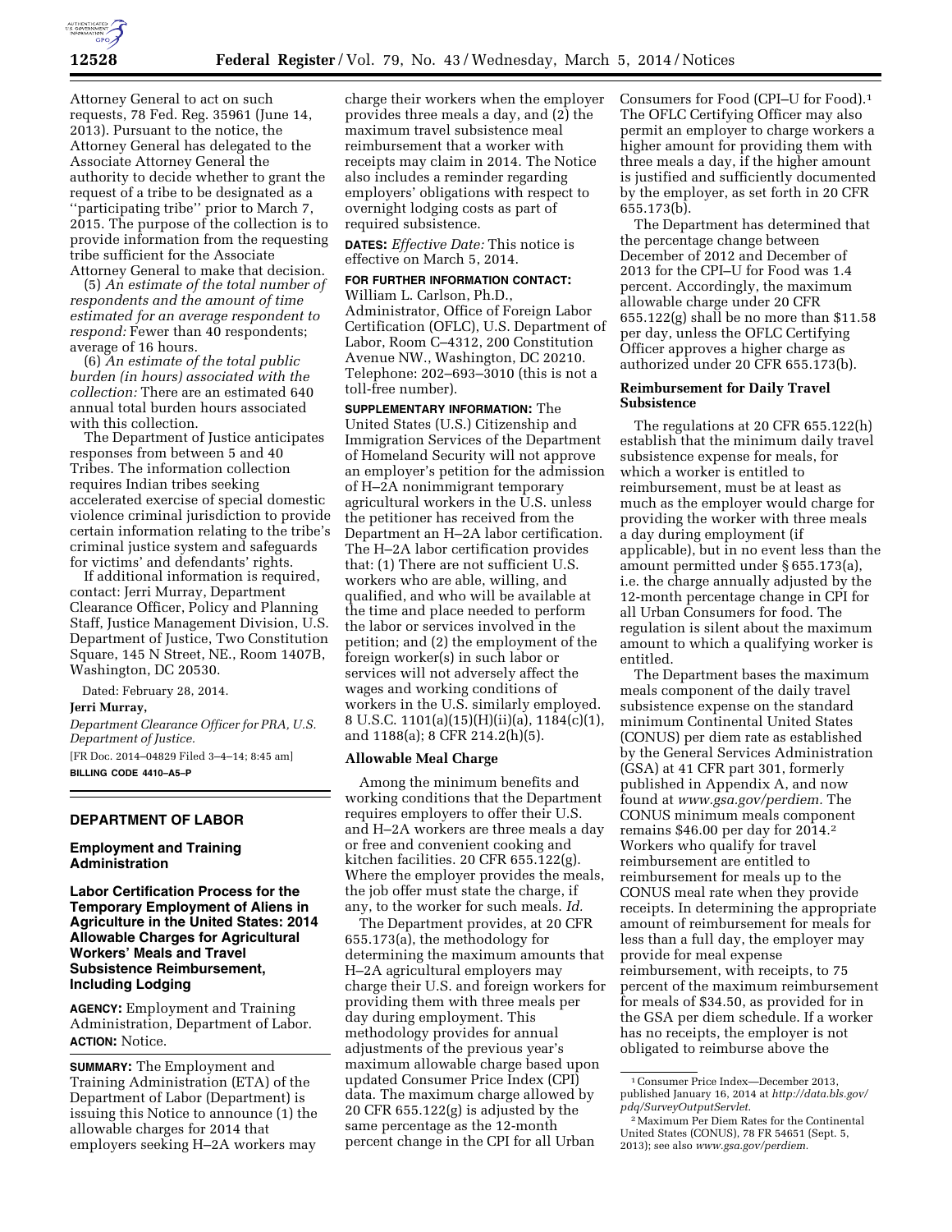Attorney General to act on such requests, 78 Fed. Reg. 35961 (June 14, 2013). Pursuant to the notice, the Attorney General has delegated to the Associate Attorney General the authority to decide whether to grant the request of a tribe to be designated as a ''participating tribe'' prior to March 7, 2015. The purpose of the collection is to provide information from the requesting tribe sufficient for the Associate Attorney General to make that decision.

(5) *An estimate of the total number of respondents and the amount of time estimated for an average respondent to respond:* Fewer than 40 respondents; average of 16 hours.

(6) *An estimate of the total public burden (in hours) associated with the collection:* There are an estimated 640 annual total burden hours associated with this collection.

The Department of Justice anticipates responses from between 5 and 40 Tribes. The information collection requires Indian tribes seeking accelerated exercise of special domestic violence criminal jurisdiction to provide certain information relating to the tribe's criminal justice system and safeguards for victims' and defendants' rights.

If additional information is required, contact: Jerri Murray, Department Clearance Officer, Policy and Planning Staff, Justice Management Division, U.S. Department of Justice, Two Constitution Square, 145 N Street, NE., Room 1407B, Washington, DC 20530.

Dated: February 28, 2014.

**Jerri Murray,**

*Department Clearance Officer for PRA, U.S. Department of Justice.*

[FR Doc. 2014–04829 Filed 3–4–14; 8:45 am]

**BILLING CODE 4410–A5–P**

## DEPARTMENT OF LABOR

### Employment and Training Administration

### Labor Certification Process for the Temporary Employment of Aliens in Agriculture in the United States: 2014 Allowable Charges for Agricultural Workers' Meals and Travel Subsistence Reimbursement, Including Lodging

**AGENCY:** Employment and Training Administration, Department of Labor.

**ACTION:** Notice.

**SUMMARY:** The Employment and Training Administration (ETA) of the Department of Labor (Department) is issuing this Notice to announce (1) the allowable charges for 2014 that employers seeking H–2A workers may charge their workers when the employer provides three meals a day, and (2) the maximum travel subsistence meal reimbursement that a worker with receipts may claim in 2014. The Notice also includes a reminder regarding employers' obligations with respect to overnight lodging costs as part of required subsistence.

**DATES:** *Effective Date:* This notice is effective on March 5, 2014.

**FOR FURTHER INFORMATION CONTACT:** William L. Carlson, Ph.D., Administrator, Office of Foreign Labor Certification (OFLC), U.S. Department of Labor, Room C–4312, 200 Constitution Avenue NW., Washington, DC 20210. Telephone: 202–693–3010 (this is not a toll-free number).

**SUPPLEMENTARY INFORMATION:** The United States (U.S.) Citizenship and Immigration Services of the Department of Homeland Security will not approve an employer's petition for the admission of H–2A nonimmigrant temporary agricultural workers in the U.S. unless the petitioner has received from the Department an H–2A labor certification. The H–2A labor certification provides that: (1) There are not sufficient U.S. workers who are able, willing, and qualified, and who will be available at the time and place needed to perform the labor or services involved in the petition; and (2) the employment of the foreign worker(s) in such labor or services will not adversely affect the wages and working conditions of workers in the U.S. similarly employed. 8 U.S.C. 1101(a)(15)(H)(ii)(a), 1184(c)(1), and 1188(a); 8 CFR 214.2(h)(5).

### Allowable Meal Charge

Among the minimum benefits and working conditions that the Department requires employers to offer their U.S. and H–2A workers are three meals a day or free and convenient cooking and kitchen facilities. 20 CFR 655.122(g). Where the employer provides the meals, the job offer must state the charge, if any, to the worker for such meals. *Id.*

The Department provides, at 20 CFR 655.173(a), the methodology for determining the maximum amounts that H–2A agricultural employers may charge their U.S. and foreign workers for providing them with three meals per day during employment. This methodology provides for annual adjustments of the previous year's maximum allowable charge based upon updated Consumer Price Index (CPI) data. The maximum charge allowed by 20 CFR 655.122(g) is adjusted by the same percentage as the 12-month percent change in the CPI for all Urban Consumers for Food (CPI–U for Food).[1] The OFLC Certifying Officer may also permit an employer to charge workers a higher amount for providing them with three meals a day, if the higher amount is justified and sufficiently documented by the employer, as set forth in 20 CFR 655.173(b).

The Department has determined that the percentage change between December of 2012 and December of 2013 for the CPI–U for Food was 1.4 percent. Accordingly, the maximum allowable charge under 20 CFR 655.122(g) shall be no more than $11.58 per day, unless the OFLC Certifying Officer approves a higher charge as authorized under 20 CFR 655.173(b).

### Reimbursement for Daily Travel Subsistence

The regulations at 20 CFR 655.122(h) establish that the minimum daily travel subsistence expense for meals, for which a worker is entitled to reimbursement, must be at least as much as the employer would charge for providing the worker with three meals a day during employment (if applicable), but in no event less than the amount permitted under § 655.173(a), i.e. the charge annually adjusted by the 12-month percentage change in CPI for all Urban Consumers for food. The regulation is silent about the maximum amount to which a qualifying worker is entitled.

The Department bases the maximum meals component of the daily travel subsistence expense on the standard minimum Continental United States (CONUS) per diem rate as established by the General Services Administration (GSA) at 41 CFR part 301, formerly published in Appendix A, and now found at *www.gsa.gov/perdiem.* The CONUS minimum meals component remains $46.00 per day for 2014.[2] Workers who qualify for travel reimbursement are entitled to reimbursement for meals up to the CONUS meal rate when they provide receipts. In determining the appropriate amount of reimbursement for meals for less than a full day, the employer may provide for meal expense reimbursement, with receipts, to 75 percent of the maximum reimbursement for meals of $34.50, as provided for in the GSA per diem schedule. If a worker has no receipts, the employer is not obligated to reimburse above the

[1] Consumer Price Index—December 2013, published January 16, 2014 at *http://data.bls.gov/pdq/SurveyOutputServlet.*

[2] Maximum Per Diem Rates for the Continental United States (CONUS), 78 FR 54651 (Sept. 5, 2013); see also *www.gsa.gov/perdiem.*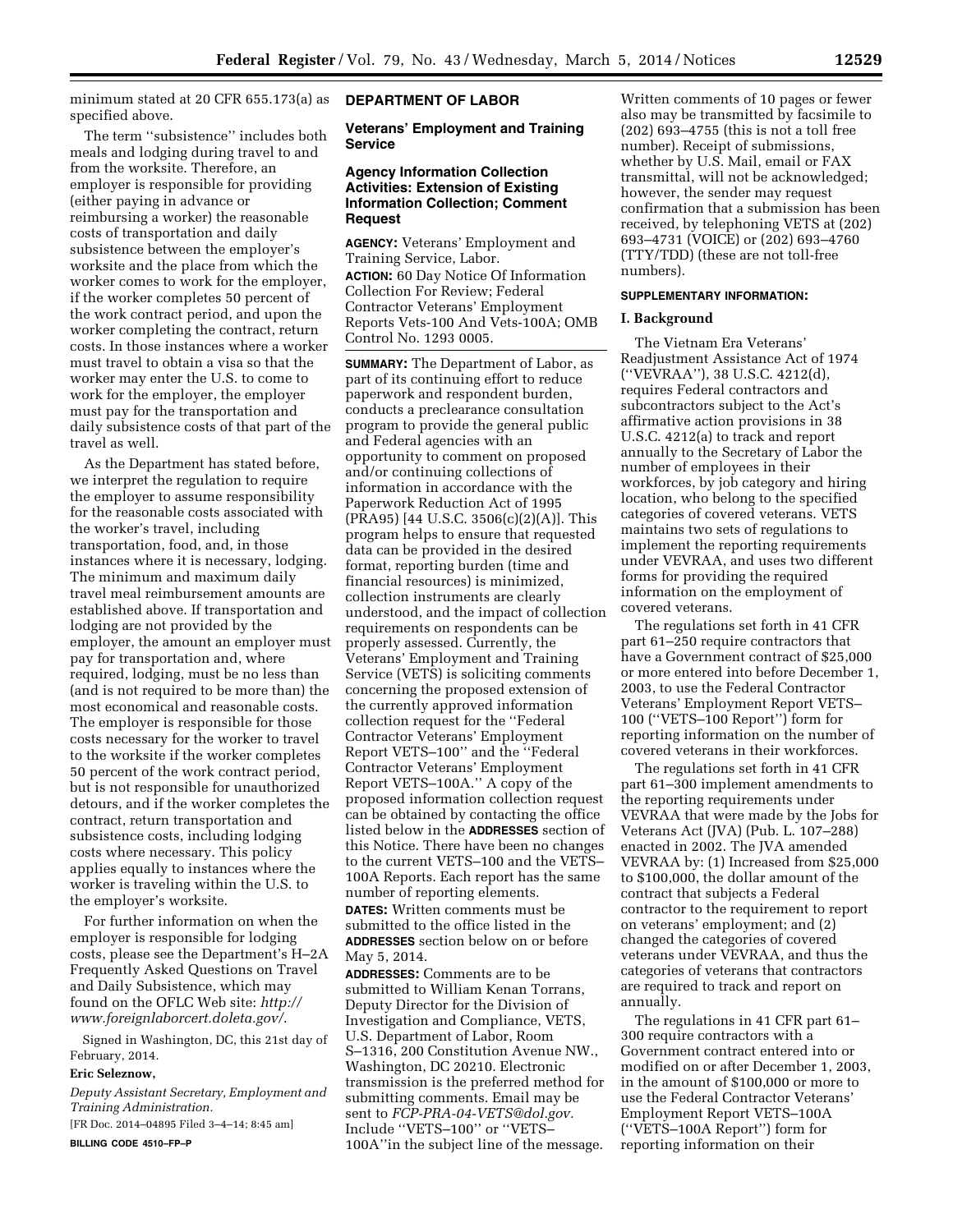minimum stated at 20 CFR 655.173(a) as specified above.

The term ''subsistence'' includes both meals and lodging during travel to and from the worksite. Therefore, an employer is responsible for providing (either paying in advance or reimbursing a worker) the reasonable costs of transportation and daily subsistence between the employer's worksite and the place from which the worker comes to work for the employer, if the worker completes 50 percent of the work contract period, and upon the worker completing the contract, return costs. In those instances where a worker must travel to obtain a visa so that the worker may enter the U.S. to come to work for the employer, the employer must pay for the transportation and daily subsistence costs of that part of the travel as well.

As the Department has stated before, we interpret the regulation to require the employer to assume responsibility for the reasonable costs associated with the worker's travel, including transportation, food, and, in those instances where it is necessary, lodging. The minimum and maximum daily travel meal reimbursement amounts are established above. If transportation and lodging are not provided by the employer, the amount an employer must pay for transportation and, where required, lodging, must be no less than (and is not required to be more than) the most economical and reasonable costs. The employer is responsible for those costs necessary for the worker to travel to the worksite if the worker completes 50 percent of the work contract period, but is not responsible for unauthorized detours, and if the worker completes the contract, return transportation and subsistence costs, including lodging costs where necessary. This policy applies equally to instances where the worker is traveling within the U.S. to the employer's worksite.

For further information on when the employer is responsible for lodging costs, please see the Department's H–2A Frequently Asked Questions on Travel and Daily Subsistence, which may found on the OFLC Web site: *http://www.foreignlaborcert.doleta.gov/*.

Signed in Washington, DC, this 21st day of February, 2014.

**Eric Seleznow,**

*Deputy Assistant Secretary, Employment and Training Administration.*

[FR Doc. 2014–04895 Filed 3–4–14; 8:45 am]

**BILLING CODE 4510–FP–P**

## DEPARTMENT OF LABOR

### Veterans' Employment and Training Service

### Agency Information Collection Activities: Extension of Existing Information Collection; Comment Request

**AGENCY:** Veterans' Employment and Training Service, Labor.

**ACTION:** 60 Day Notice Of Information Collection For Review; Federal Contractor Veterans' Employment Reports Vets-100 And Vets-100A; OMB Control No. 1293 0005.

**SUMMARY:** The Department of Labor, as part of its continuing effort to reduce paperwork and respondent burden, conducts a preclearance consultation program to provide the general public and Federal agencies with an opportunity to comment on proposed and/or continuing collections of information in accordance with the Paperwork Reduction Act of 1995 (PRA95) [44 U.S.C. 3506(c)(2)(A)]. This program helps to ensure that requested data can be provided in the desired format, reporting burden (time and financial resources) is minimized, collection instruments are clearly understood, and the impact of collection requirements on respondents can be properly assessed. Currently, the Veterans' Employment and Training Service (VETS) is soliciting comments concerning the proposed extension of the currently approved information collection request for the ''Federal Contractor Veterans' Employment Report VETS–100'' and the ''Federal Contractor Veterans' Employment Report VETS–100A.'' A copy of the proposed information collection request can be obtained by contacting the office listed below in the **ADDRESSES** section of this Notice. There have been no changes to the current VETS–100 and the VETS–100A Reports. Each report has the same number of reporting elements.

**DATES:** Written comments must be submitted to the office listed in the **ADDRESSES** section below on or before May 5, 2014.

**ADDRESSES:** Comments are to be submitted to William Kenan Torrans, Deputy Director for the Division of Investigation and Compliance, VETS, U.S. Department of Labor, Room S–1316, 200 Constitution Avenue NW., Washington, DC 20210. Electronic transmission is the preferred method for submitting comments. Email may be sent to *FCP-PRA-04-VETS@dol.gov.* Include ''VETS–100'' or ''VETS–100A''in the subject line of the message. Written comments of 10 pages or fewer also may be transmitted by facsimile to (202) 693–4755 (this is not a toll free number). Receipt of submissions, whether by U.S. Mail, email or FAX transmittal, will not be acknowledged; however, the sender may request confirmation that a submission has been received, by telephoning VETS at (202) 693–4731 (VOICE) or (202) 693–4760 (TTY/TDD) (these are not toll-free numbers).

**SUPPLEMENTARY INFORMATION:**

**I. Background**

The Vietnam Era Veterans' Readjustment Assistance Act of 1974 (''VEVRAA''), 38 U.S.C. 4212(d), requires Federal contractors and subcontractors subject to the Act's affirmative action provisions in 38 U.S.C. 4212(a) to track and report annually to the Secretary of Labor the number of employees in their workforces, by job category and hiring location, who belong to the specified categories of covered veterans. VETS maintains two sets of regulations to implement the reporting requirements under VEVRAA, and uses two different forms for providing the required information on the employment of covered veterans.

The regulations set forth in 41 CFR part 61–250 require contractors that have a Government contract of $25,000 or more entered into before December 1, 2003, to use the Federal Contractor Veterans' Employment Report VETS–100 (''VETS–100 Report'') form for reporting information on the number of covered veterans in their workforces.

The regulations set forth in 41 CFR part 61–300 implement amendments to the reporting requirements under VEVRAA that were made by the Jobs for Veterans Act (JVA) (Pub. L. 107–288) enacted in 2002. The JVA amended VEVRAA by: (1) Increased from $25,000 to $100,000, the dollar amount of the contract that subjects a Federal contractor to the requirement to report on veterans' employment; and (2) changed the categories of covered veterans under VEVRAA, and thus the categories of veterans that contractors are required to track and report on annually.

The regulations in 41 CFR part 61–300 require contractors with a Government contract entered into or modified on or after December 1, 2003, in the amount of $100,000 or more to use the Federal Contractor Veterans' Employment Report VETS–100A (''VETS–100A Report'') form for reporting information on their